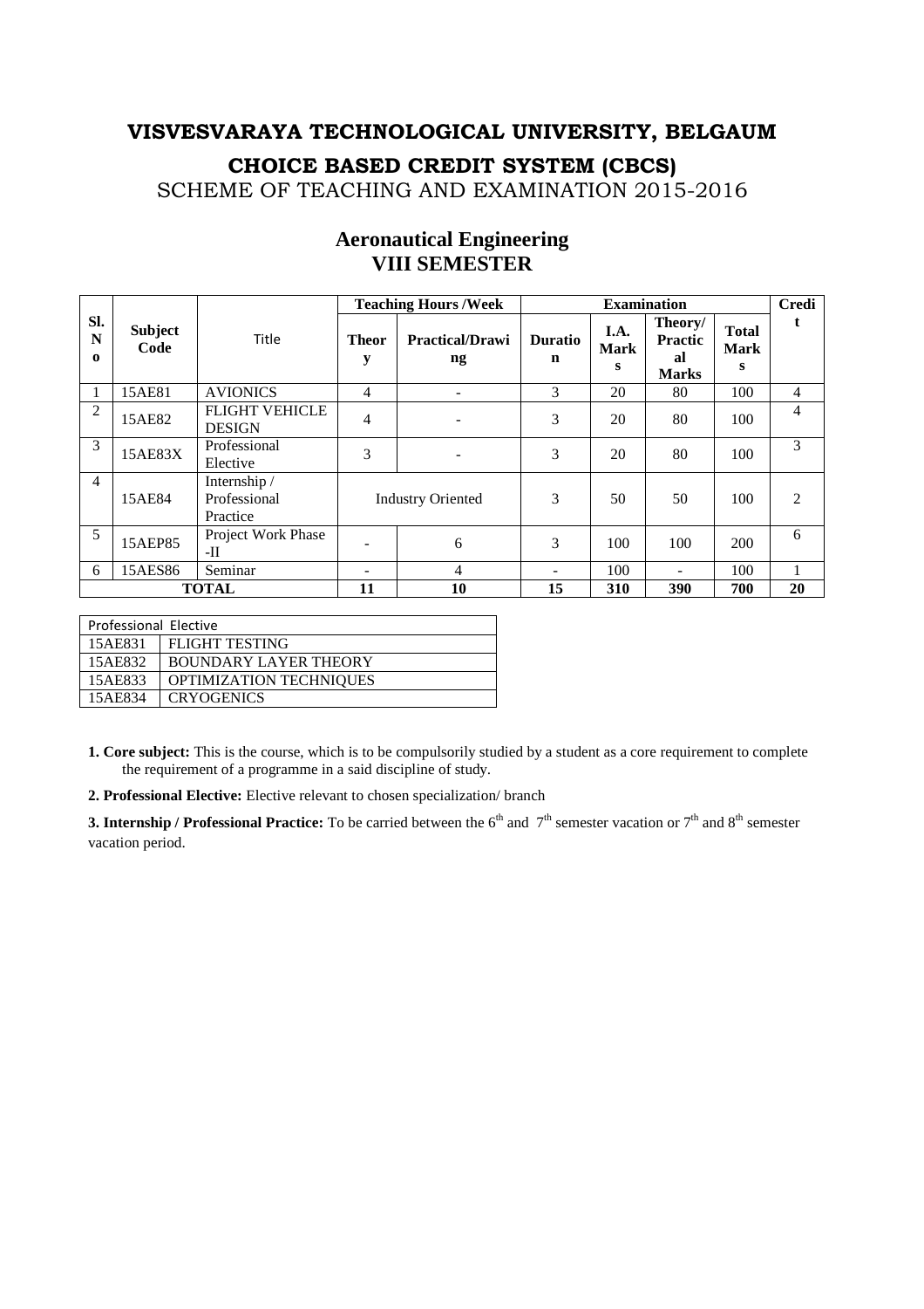# VISVESVARAYA TECHNOLOGICAL UNIVERSITY, BELGAUM

## CHOICE BASED CREDIT SYSTEM (CBCS)

SCHEME OF TEACHING AND EXAMINATION 2015-2016

## Aeronautical Engineering
## VIII SEMESTER

| Sl. No | Subject Code | Title | Teaching Hours /Week | | Examination | | | | Credit |
|---|---|---|---|---|---|---|---|---|---|
| | | | Theory | Practical/Drawing | Duration | I.A. Marks | Theory/ Practical Marks | Total Marks | |
| 1 | 15AE81 | AVIONICS | 4 | - | 3 | 20 | 80 | 100 | 4 |
| 2 | 15AE82 | FLIGHT VEHICLE DESIGN | 4 | - | 3 | 20 | 80 | 100 | 4 |
| 3 | 15AE83X | Professional Elective | 3 | - | 3 | 20 | 80 | 100 | 3 |
| 4 | 15AE84 | Internship / Professional Practice | Industry Oriented | | 3 | 50 | 50 | 100 | 2 |
| 5 | 15AEP85 | Project Work Phase -II | - | 6 | 3 | 100 | 100 | 200 | 6 |
| 6 | 15AES86 | Seminar | - | 4 | - | 100 | - | 100 | 1 |
| TOTAL | | | 11 | 10 | 15 | 310 | 390 | 700 | 20 |

| Professional Elective | |
|---|---|
| 15AE831 | FLIGHT TESTING |
| 15AE832 | BOUNDARY LAYER THEORY |
| 15AE833 | OPTIMIZATION TECHNIQUES |
| 15AE834 | CRYOGENICS |

**1. Core subject:** This is the course, which is to be compulsorily studied by a student as a core requirement to complete the requirement of a programme in a said discipline of study.

**2. Professional Elective:** Elective relevant to chosen specialization/ branch

**3. Internship / Professional Practice:** To be carried between the 6th and 7th semester vacation or 7th and 8th semester vacation period.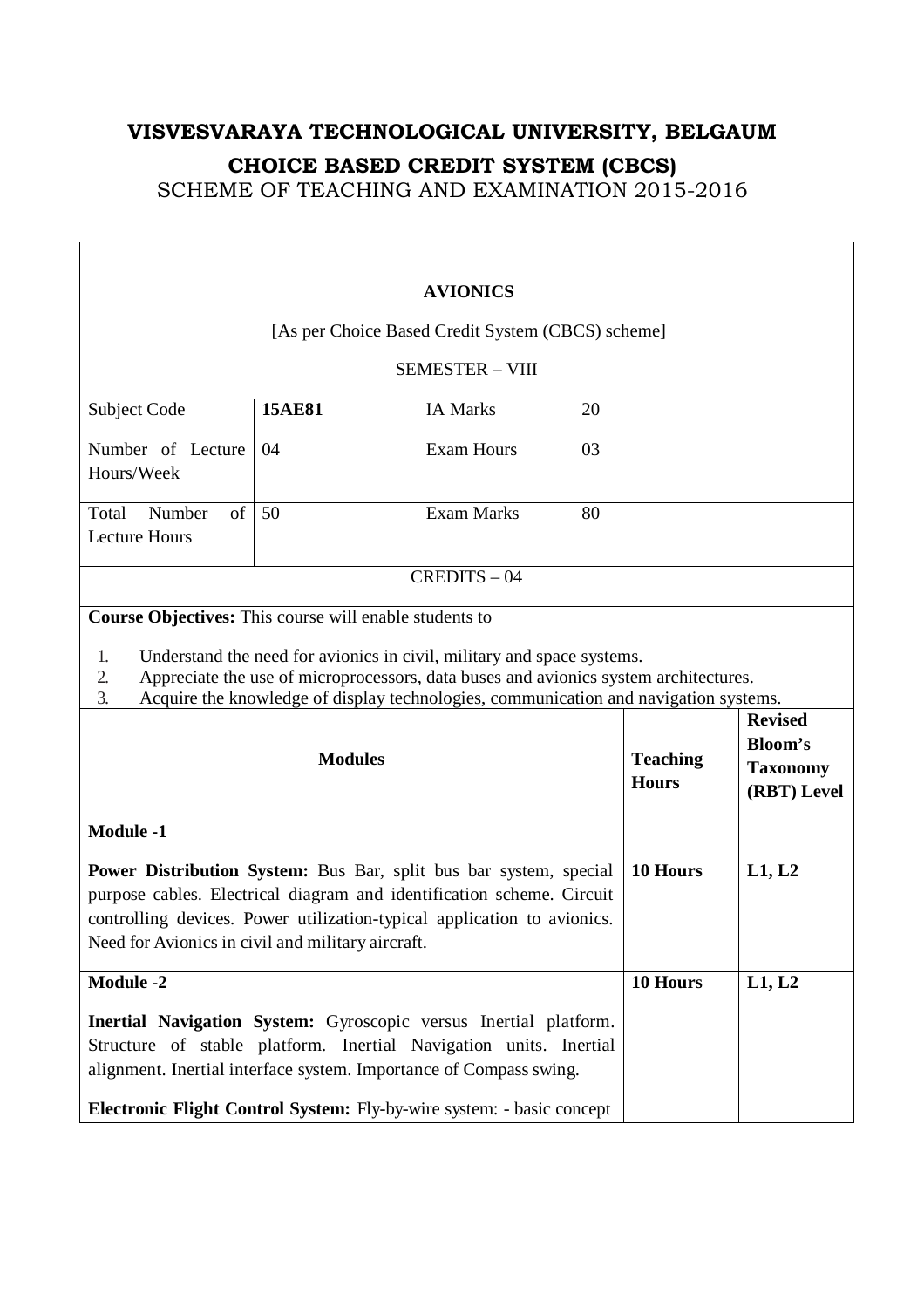# VISVESVARAYA TECHNOLOGICAL UNIVERSITY, BELGAUM

## CHOICE BASED CREDIT SYSTEM (CBCS)

SCHEME OF TEACHING AND EXAMINATION 2015-2016

### AVIONICS

[As per Choice Based Credit System (CBCS) scheme]

SEMESTER – VIII

| Subject Code | **15AE81** | IA Marks | 20 |
|---|---|---|---|
| Number of Lecture Hours/Week | 04 | Exam Hours | 03 |
| Total Number of Lecture Hours | 50 | Exam Marks | 80 |

CREDITS – 04

**Course Objectives:** This course will enable students to

1. Understand the need for avionics in civil, military and space systems.
2. Appreciate the use of microprocessors, data buses and avionics system architectures.
3. Acquire the knowledge of display technologies, communication and navigation systems.

| **Modules** | **Teaching Hours** | **Revised Bloom's Taxonomy (RBT) Level** |
|---|---|---|
| **Module -1**<br><br>**Power Distribution System:** Bus Bar, split bus bar system, special purpose cables. Electrical diagram and identification scheme. Circuit controlling devices. Power utilization-typical application to avionics. Need for Avionics in civil and military aircraft. | **10 Hours** | **L1, L2** |
| **Module -2**<br><br>**Inertial Navigation System:** Gyroscopic versus Inertial platform. Structure of stable platform. Inertial Navigation units. Inertial alignment. Inertial interface system. Importance of Compass swing.<br><br>**Electronic Flight Control System:** Fly-by-wire system: - basic concept | **10 Hours** | **L1, L2** |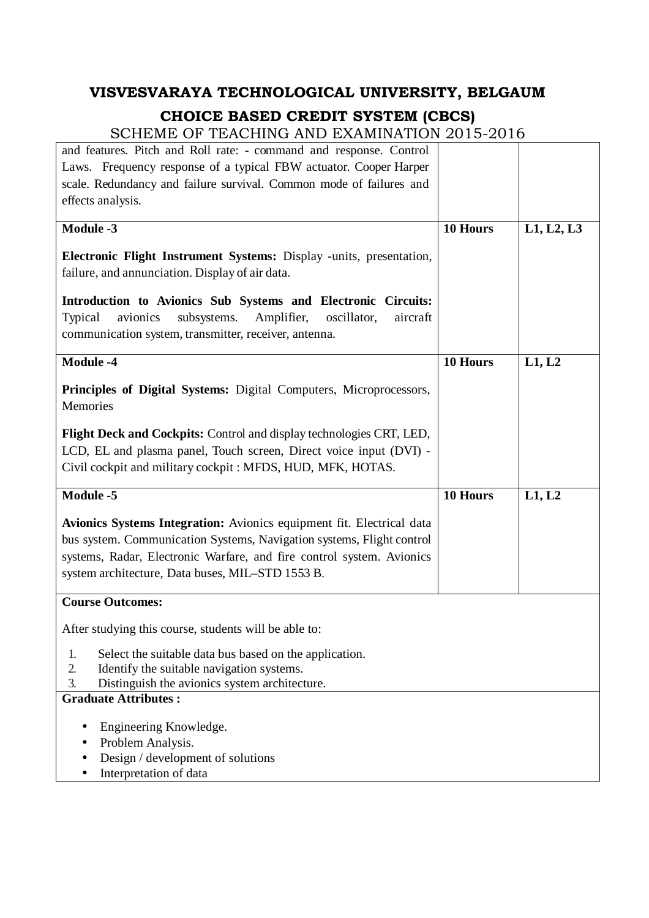# VISVESVARAYA TECHNOLOGICAL UNIVERSITY, BELGAUM

## CHOICE BASED CREDIT SYSTEM (CBCS)

SCHEME OF TEACHING AND EXAMINATION 2015-2016

| | | |
|---|---|---|
| and features. Pitch and Roll rate: - command and response. Control Laws. Frequency response of a typical FBW actuator. Cooper Harper scale. Redundancy and failure survival. Common mode of failures and effects analysis. | | |
| **Module -3**<br><br>**Electronic Flight Instrument Systems:** Display -units, presentation, failure, and annunciation. Display of air data.<br><br>**Introduction to Avionics Sub Systems and Electronic Circuits:** Typical avionics subsystems. Amplifier, oscillator, aircraft communication system, transmitter, receiver, antenna. | **10 Hours** | **L1, L2, L3** |
| **Module -4**<br><br>**Principles of Digital Systems:** Digital Computers, Microprocessors, Memories<br><br>**Flight Deck and Cockpits:** Control and display technologies CRT, LED, LCD, EL and plasma panel, Touch screen, Direct voice input (DVI) - Civil cockpit and military cockpit : MFDS, HUD, MFK, HOTAS. | **10 Hours** | **L1, L2** |
| **Module -5**<br><br>**Avionics Systems Integration:** Avionics equipment fit. Electrical data bus system. Communication Systems, Navigation systems, Flight control systems, Radar, Electronic Warfare, and fire control system. Avionics system architecture, Data buses, MIL–STD 1553 B. | **10 Hours** | **L1, L2** |

**Course Outcomes:**

After studying this course, students will be able to:

1. Select the suitable data bus based on the application.
2. Identify the suitable navigation systems.
3. Distinguish the avionics system architecture.

**Graduate Attributes :**

- Engineering Knowledge.
- Problem Analysis.
- Design / development of solutions
- Interpretation of data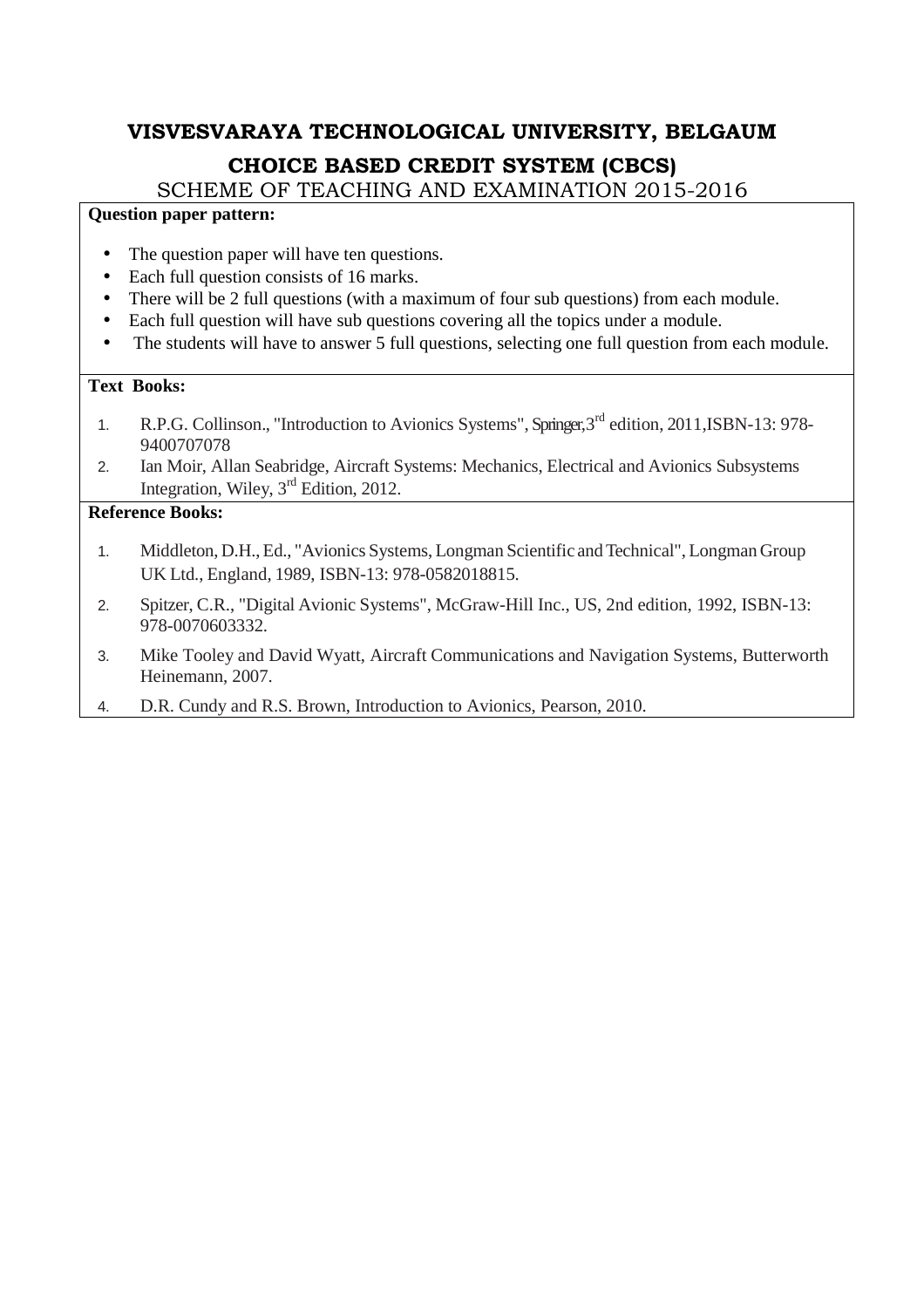**VISVESVARAYA TECHNOLOGICAL UNIVERSITY, BELGAUM**

**CHOICE BASED CREDIT SYSTEM (CBCS)**

SCHEME OF TEACHING AND EXAMINATION 2015-2016

**Question paper pattern:**

- The question paper will have ten questions.
- Each full question consists of 16 marks.
- There will be 2 full questions (with a maximum of four sub questions) from each module.
- Each full question will have sub questions covering all the topics under a module.
- The students will have to answer 5 full questions, selecting one full question from each module.

**Text Books:**

1. R.P.G. Collinson., "Introduction to Avionics Systems", Springer, 3rd edition, 2011, ISBN-13: 978-9400707078
2. Ian Moir, Allan Seabridge, Aircraft Systems: Mechanics, Electrical and Avionics Subsystems Integration, Wiley, 3rd Edition, 2012.

**Reference Books:**

1. Middleton, D.H., Ed., "Avionics Systems, Longman Scientific and Technical", Longman Group UK Ltd., England, 1989, ISBN-13: 978-0582018815.
2. Spitzer, C.R., "Digital Avionic Systems", McGraw-Hill Inc., US, 2nd edition, 1992, ISBN-13: 978-0070603332.
3. Mike Tooley and David Wyatt, Aircraft Communications and Navigation Systems, Butterworth Heinemann, 2007.
4. D.R. Cundy and R.S. Brown, Introduction to Avionics, Pearson, 2010.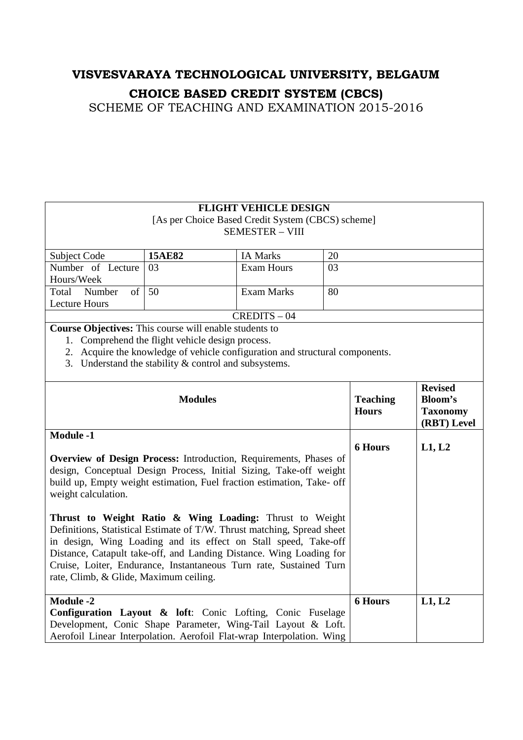# VISVESVARAYA TECHNOLOGICAL UNIVERSITY, BELGAUM

## CHOICE BASED CREDIT SYSTEM (CBCS)

SCHEME OF TEACHING AND EXAMINATION 2015-2016

**FLIGHT VEHICLE DESIGN**
[As per Choice Based Credit System (CBCS) scheme]
SEMESTER – VIII

| Subject Code | **15AE82** | IA Marks | 20 |
|---|---|---|---|
| Number of Lecture Hours/Week | 03 | Exam Hours | 03 |
| Total Number of Lecture Hours | 50 | Exam Marks | 80 |

CREDITS – 04

**Course Objectives:** This course will enable students to

1. Comprehend the flight vehicle design process.
2. Acquire the knowledge of vehicle configuration and structural components.
3. Understand the stability & control and subsystems.

| **Modules** | **Teaching Hours** | **Revised Bloom's Taxonomy (RBT) Level** |
|---|---|---|
| **Module -1**<br><br>**Overview of Design Process:** Introduction, Requirements, Phases of design, Conceptual Design Process, Initial Sizing, Take-off weight build up, Empty weight estimation, Fuel fraction estimation, Take- off weight calculation.<br><br>**Thrust to Weight Ratio & Wing Loading:** Thrust to Weight Definitions, Statistical Estimate of T/W. Thrust matching, Spread sheet in design, Wing Loading and its effect on Stall speed, Take-off Distance, Catapult take-off, and Landing Distance. Wing Loading for Cruise, Loiter, Endurance, Instantaneous Turn rate, Sustained Turn rate, Climb, & Glide, Maximum ceiling. | **6 Hours** | **L1, L2** |
| **Module -2**<br>**Configuration Layout & loft**: Conic Lofting, Conic Fuselage Development, Conic Shape Parameter, Wing-Tail Layout & Loft. Aerofoil Linear Interpolation. Aerofoil Flat-wrap Interpolation. Wing | **6 Hours** | **L1, L2** |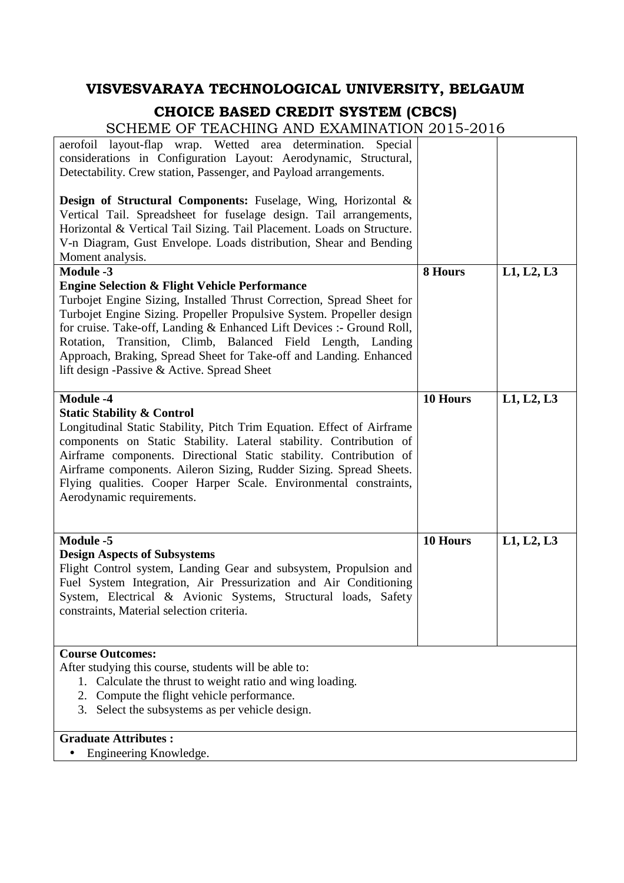# VISVESVARAYA TECHNOLOGICAL UNIVERSITY, BELGAUM

## CHOICE BASED CREDIT SYSTEM (CBCS)

SCHEME OF TEACHING AND EXAMINATION 2015-2016

| | | |
|---|---|---|
| aerofoil layout-flap wrap. Wetted area determination. Special considerations in Configuration Layout: Aerodynamic, Structural, Detectability. Crew station, Passenger, and Payload arrangements.<br><br>**Design of Structural Components:** Fuselage, Wing, Horizontal & Vertical Tail. Spreadsheet for fuselage design. Tail arrangements, Horizontal & Vertical Tail Sizing. Tail Placement. Loads on Structure. V-n Diagram, Gust Envelope. Loads distribution, Shear and Bending Moment analysis. | | |
| **Module -3**<br>**Engine Selection & Flight Vehicle Performance**<br>Turbojet Engine Sizing, Installed Thrust Correction, Spread Sheet for Turbojet Engine Sizing. Propeller Propulsive System. Propeller design for cruise. Take-off, Landing & Enhanced Lift Devices :- Ground Roll, Rotation, Transition, Climb, Balanced Field Length, Landing Approach, Braking, Spread Sheet for Take-off and Landing. Enhanced lift design -Passive & Active. Spread Sheet | **8 Hours** | **L1, L2, L3** |
| **Module -4**<br>**Static Stability & Control**<br>Longitudinal Static Stability, Pitch Trim Equation. Effect of Airframe components on Static Stability. Lateral stability. Contribution of Airframe components. Directional Static stability. Contribution of Airframe components. Aileron Sizing, Rudder Sizing. Spread Sheets. Flying qualities. Cooper Harper Scale. Environmental constraints, Aerodynamic requirements. | **10 Hours** | **L1, L2, L3** |
| **Module -5**<br>**Design Aspects of Subsystems**<br>Flight Control system, Landing Gear and subsystem, Propulsion and Fuel System Integration, Air Pressurization and Air Conditioning System, Electrical & Avionic Systems, Structural loads, Safety constraints, Material selection criteria. | **10 Hours** | **L1, L2, L3** |

**Course Outcomes:**

After studying this course, students will be able to:

1. Calculate the thrust to weight ratio and wing loading.
2. Compute the flight vehicle performance.
3. Select the subsystems as per vehicle design.

**Graduate Attributes :**

- Engineering Knowledge.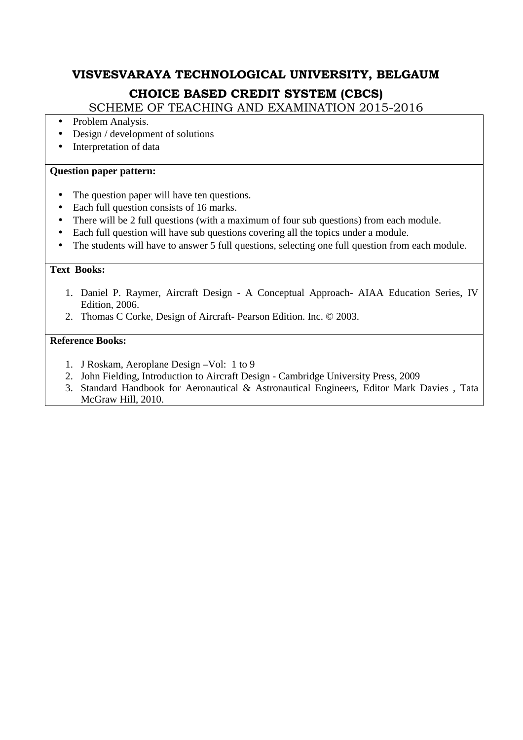- Problem Analysis.
- Design / development of solutions
- Interpretation of data

**Question paper pattern:**

- The question paper will have ten questions.
- Each full question consists of 16 marks.
- There will be 2 full questions (with a maximum of four sub questions) from each module.
- Each full question will have sub questions covering all the topics under a module.
- The students will have to answer 5 full questions, selecting one full question from each module.

**Text Books:**

1. Daniel P. Raymer, Aircraft Design - A Conceptual Approach- AIAA Education Series, IV Edition, 2006.
2. Thomas C Corke, Design of Aircraft- Pearson Edition. Inc. © 2003.

**Reference Books:**

1. J Roskam, Aeroplane Design –Vol: 1 to 9
2. John Fielding, Introduction to Aircraft Design - Cambridge University Press, 2009
3. Standard Handbook for Aeronautical & Astronautical Engineers, Editor Mark Davies , Tata McGraw Hill, 2010.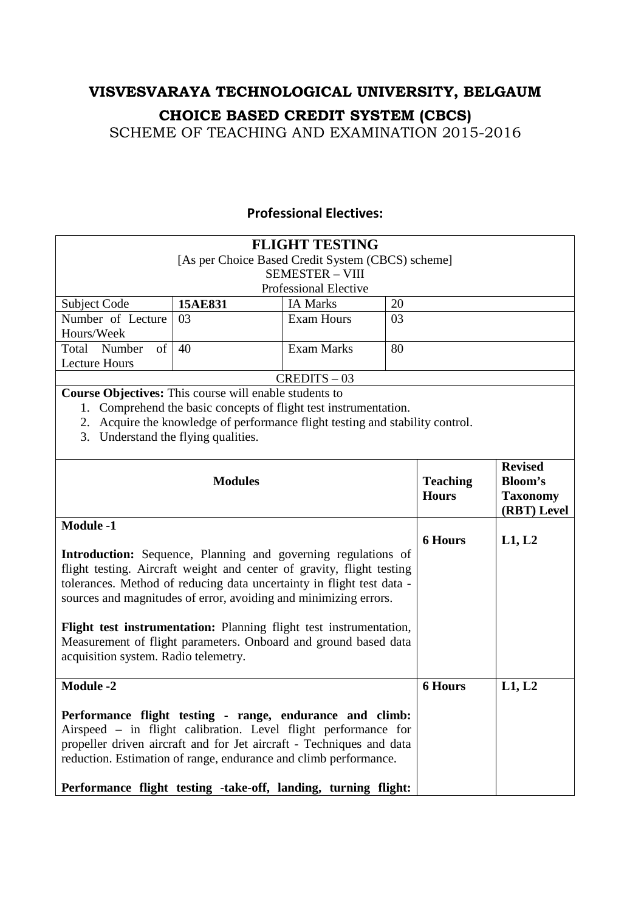# VISVESVARAYA TECHNOLOGICAL UNIVERSITY, BELGAUM

## CHOICE BASED CREDIT SYSTEM (CBCS)

SCHEME OF TEACHING AND EXAMINATION 2015-2016

### Professional Electives:

**FLIGHT TESTING**
[As per Choice Based Credit System (CBCS) scheme]
SEMESTER – VIII
Professional Elective

| Subject Code | **15AE831** | IA Marks | 20 |
|---|---|---|---|
| Number of Lecture Hours/Week | 03 | Exam Hours | 03 |
| Total Number of Lecture Hours | 40 | Exam Marks | 80 |

CREDITS – 03

**Course Objectives:** This course will enable students to

1. Comprehend the basic concepts of flight test instrumentation.
2. Acquire the knowledge of performance flight testing and stability control.
3. Understand the flying qualities.

| **Modules** | **Teaching Hours** | **Revised Bloom's Taxonomy (RBT) Level** |
|---|---|---|
| **Module -1**<br><br>**Introduction:** Sequence, Planning and governing regulations of flight testing. Aircraft weight and center of gravity, flight testing tolerances. Method of reducing data uncertainty in flight test data - sources and magnitudes of error, avoiding and minimizing errors.<br><br>**Flight test instrumentation:** Planning flight test instrumentation, Measurement of flight parameters. Onboard and ground based data acquisition system. Radio telemetry. | **6 Hours** | **L1, L2** |
| **Module -2**<br><br>**Performance flight testing - range, endurance and climb:** Airspeed – in flight calibration. Level flight performance for propeller driven aircraft and for Jet aircraft - Techniques and data reduction. Estimation of range, endurance and climb performance.<br><br>**Performance flight testing -take-off, landing, turning flight:** | **6 Hours** | **L1, L2** |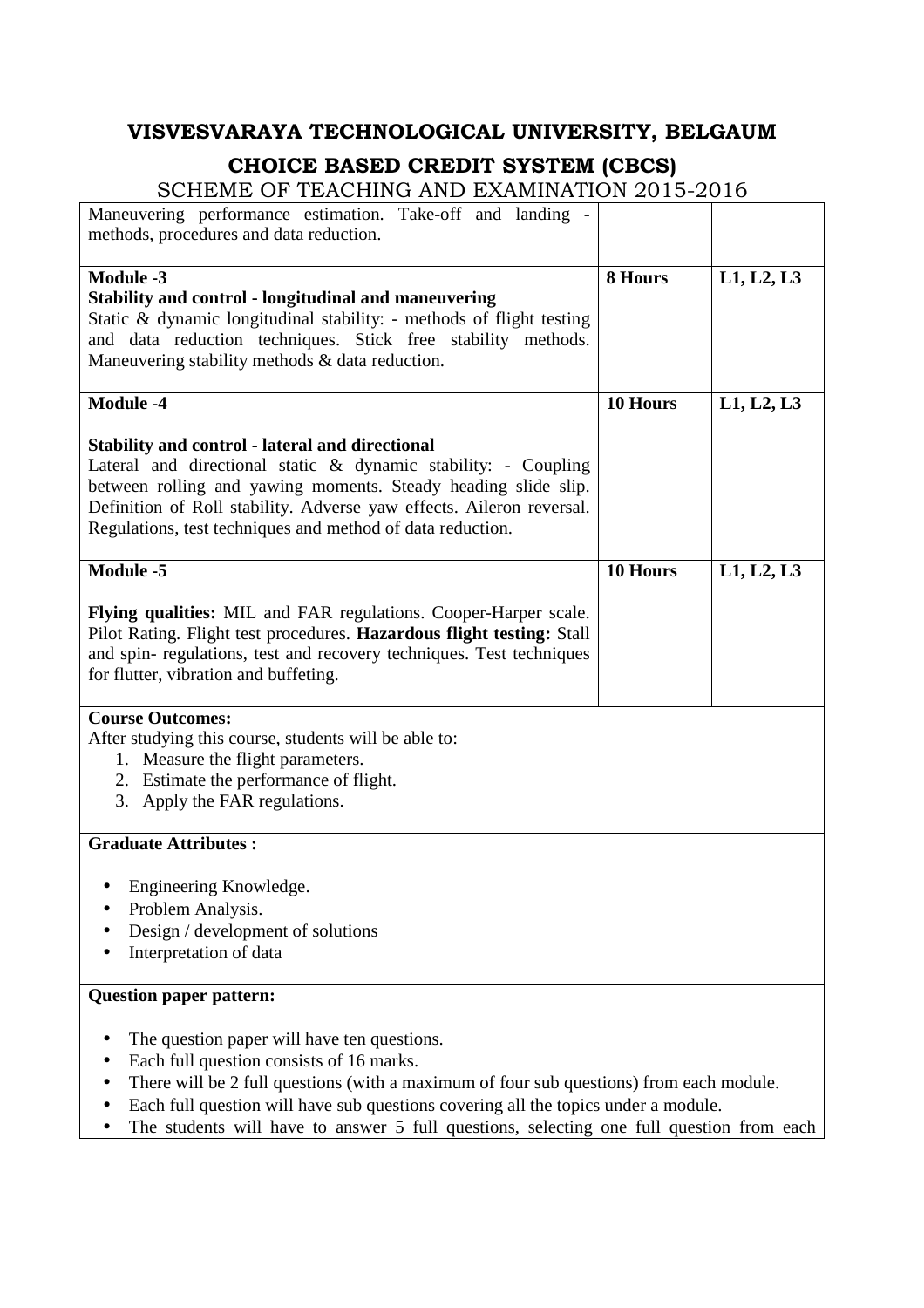# VISVESVARAYA TECHNOLOGICAL UNIVERSITY, BELGAUM

## CHOICE BASED CREDIT SYSTEM (CBCS)

SCHEME OF TEACHING AND EXAMINATION 2015-2016

| | | |
|---|---|---|
| Maneuvering performance estimation. Take-off and landing - methods, procedures and data reduction. | | |
| **Module -3**<br>**Stability and control - longitudinal and maneuvering**<br>Static & dynamic longitudinal stability: - methods of flight testing and data reduction techniques. Stick free stability methods. Maneuvering stability methods & data reduction. | **8 Hours** | **L1, L2, L3** |
| **Module -4**<br><br>**Stability and control - lateral and directional**<br>Lateral and directional static & dynamic stability: - Coupling between rolling and yawing moments. Steady heading slide slip. Definition of Roll stability. Adverse yaw effects. Aileron reversal. Regulations, test techniques and method of data reduction. | **10 Hours** | **L1, L2, L3** |
| **Module -5**<br><br>**Flying qualities:** MIL and FAR regulations. Cooper-Harper scale. Pilot Rating. Flight test procedures. **Hazardous flight testing:** Stall and spin- regulations, test and recovery techniques. Test techniques for flutter, vibration and buffeting. | **10 Hours** | **L1, L2, L3** |

**Course Outcomes:**

After studying this course, students will be able to:

1. Measure the flight parameters.
2. Estimate the performance of flight.
3. Apply the FAR regulations.

**Graduate Attributes :**

- Engineering Knowledge.
- Problem Analysis.
- Design / development of solutions
- Interpretation of data

**Question paper pattern:**

- The question paper will have ten questions.
- Each full question consists of 16 marks.
- There will be 2 full questions (with a maximum of four sub questions) from each module.
- Each full question will have sub questions covering all the topics under a module.
- The students will have to answer 5 full questions, selecting one full question from each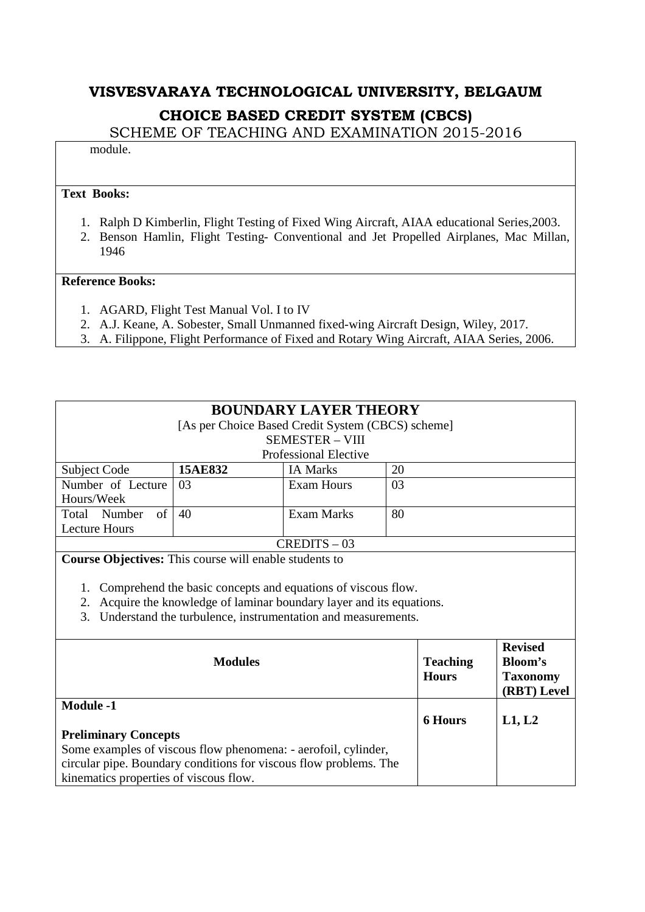module.

**Text Books:**

1. Ralph D Kimberlin, Flight Testing of Fixed Wing Aircraft, AIAA educational Series,2003.
2. Benson Hamlin, Flight Testing- Conventional and Jet Propelled Airplanes, Mac Millan, 1946

**Reference Books:**

1. AGARD, Flight Test Manual Vol. I to IV
2. A.J. Keane, A. Sobester, Small Unmanned fixed-wing Aircraft Design, Wiley, 2017.
3. A. Filippone, Flight Performance of Fixed and Rotary Wing Aircraft, AIAA Series, 2006.

## BOUNDARY LAYER THEORY

[As per Choice Based Credit System (CBCS) scheme]

SEMESTER – VIII

Professional Elective

| Subject Code | **15AE832** | IA Marks | 20 |
|---|---|---|---|
| Number of Lecture Hours/Week | 03 | Exam Hours | 03 |
| Total Number of Lecture Hours | 40 | Exam Marks | 80 |

CREDITS – 03

**Course Objectives:** This course will enable students to

1. Comprehend the basic concepts and equations of viscous flow.
2. Acquire the knowledge of laminar boundary layer and its equations.
3. Understand the turbulence, instrumentation and measurements.

| **Modules** | **Teaching Hours** | **Revised Bloom's Taxonomy (RBT) Level** |
|---|---|---|
| **Module -1**<br><br>**Preliminary Concepts**<br>Some examples of viscous flow phenomena: - aerofoil, cylinder, circular pipe. Boundary conditions for viscous flow problems. The kinematics properties of viscous flow. | **6 Hours** | **L1, L2** |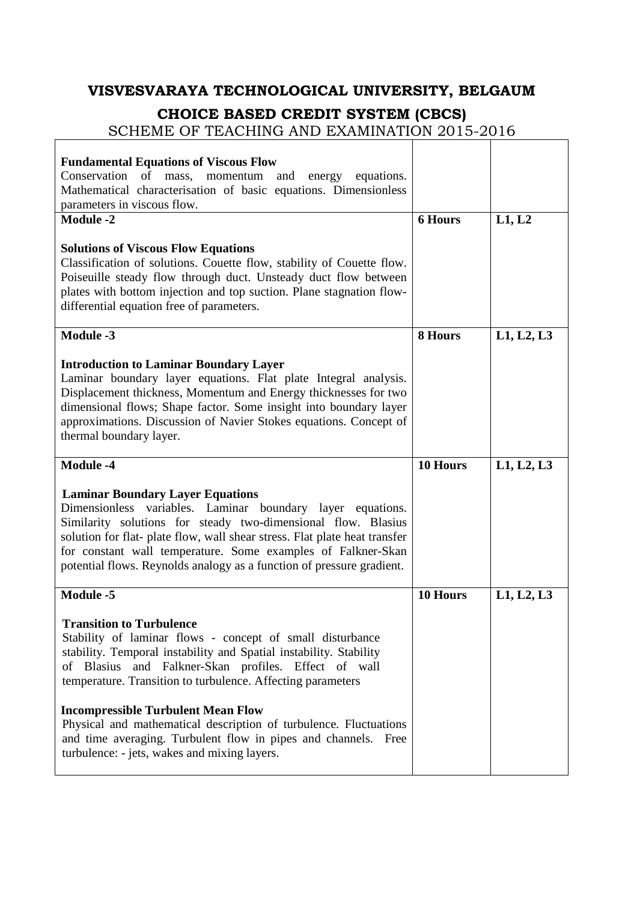# VISVESVARAYA TECHNOLOGICAL UNIVERSITY, BELGAUM

## CHOICE BASED CREDIT SYSTEM (CBCS)

SCHEME OF TEACHING AND EXAMINATION 2015-2016

| | | |
|---|---|---|
| **Fundamental Equations of Viscous Flow**<br>Conservation of mass, momentum and energy equations. Mathematical characterisation of basic equations. Dimensionless parameters in viscous flow. | | |
| **Module -2** | **6 Hours** | **L1, L2** |
| **Solutions of Viscous Flow Equations**<br>Classification of solutions. Couette flow, stability of Couette flow. Poiseuille steady flow through duct. Unsteady duct flow between plates with bottom injection and top suction. Plane stagnation flow-differential equation free of parameters. | | |
| **Module -3** | **8 Hours** | **L1, L2, L3** |
| **Introduction to Laminar Boundary Layer**<br>Laminar boundary layer equations. Flat plate Integral analysis. Displacement thickness, Momentum and Energy thicknesses for two dimensional flows; Shape factor. Some insight into boundary layer approximations. Discussion of Navier Stokes equations. Concept of thermal boundary layer. | | |
| **Module -4** | **10 Hours** | **L1, L2, L3** |
| **Laminar Boundary Layer Equations**<br>Dimensionless variables. Laminar boundary layer equations. Similarity solutions for steady two-dimensional flow. Blasius solution for flat- plate flow, wall shear stress. Flat plate heat transfer for constant wall temperature. Some examples of Falkner-Skan potential flows. Reynolds analogy as a function of pressure gradient. | | |
| **Module -5** | **10 Hours** | **L1, L2, L3** |
| **Transition to Turbulence**<br>Stability of laminar flows - concept of small disturbance stability. Temporal instability and Spatial instability. Stability of Blasius and Falkner-Skan profiles. Effect of wall temperature. Transition to turbulence. Affecting parameters<br><br>**Incompressible Turbulent Mean Flow**<br>Physical and mathematical description of turbulence. Fluctuations and time averaging. Turbulent flow in pipes and channels. Free turbulence: - jets, wakes and mixing layers. | | |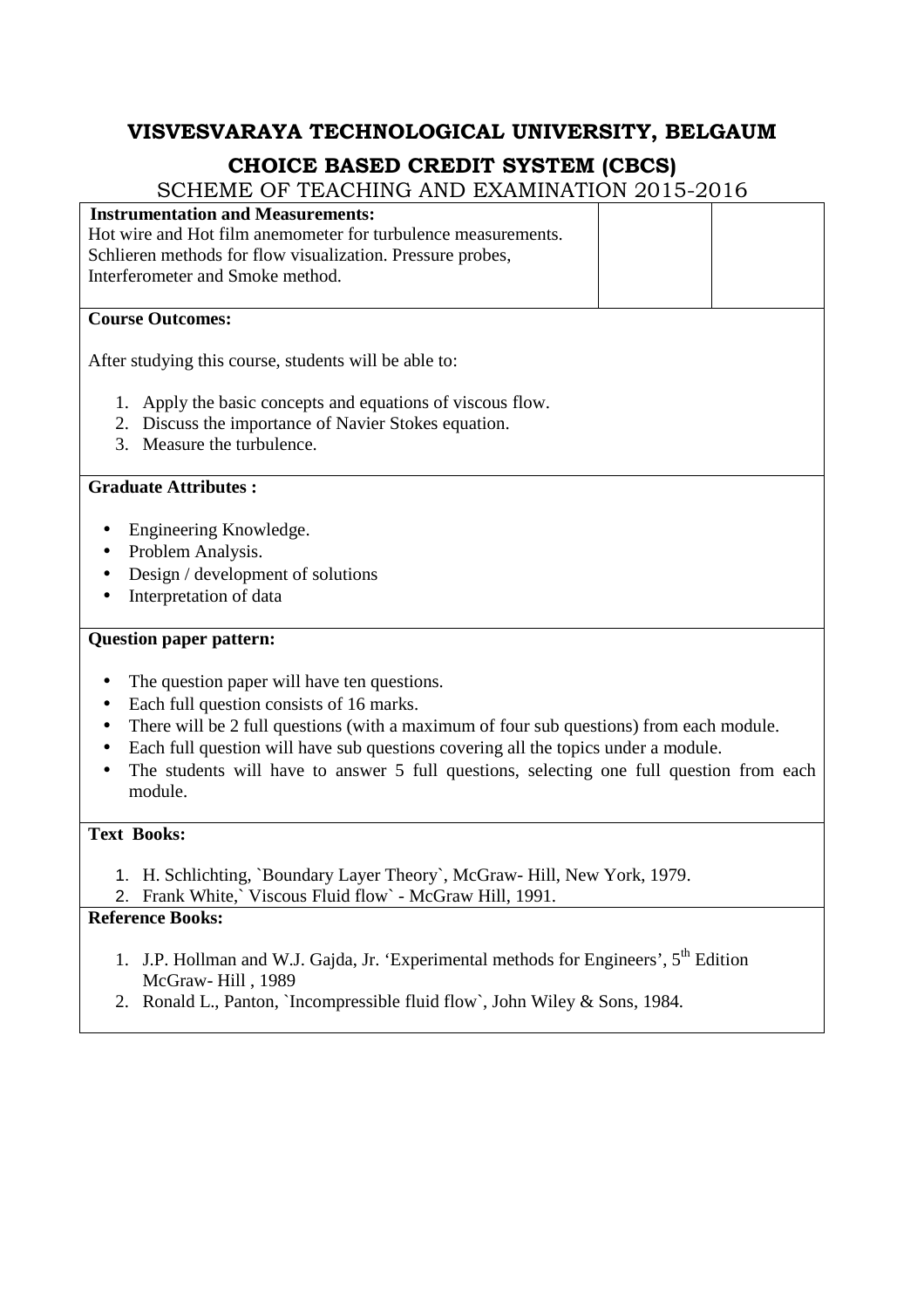# VISVESVARAYA TECHNOLOGICAL UNIVERSITY, BELGAUM

## CHOICE BASED CREDIT SYSTEM (CBCS)

SCHEME OF TEACHING AND EXAMINATION 2015-2016

| **Instrumentation and Measurements:**<br>Hot wire and Hot film anemometer for turbulence measurements. Schlieren methods for flow visualization. Pressure probes, Interferometer and Smoke method. | | |
|---|---|---|

**Course Outcomes:**

After studying this course, students will be able to:

1. Apply the basic concepts and equations of viscous flow.
2. Discuss the importance of Navier Stokes equation.
3. Measure the turbulence.

**Graduate Attributes :**

- Engineering Knowledge.
- Problem Analysis.
- Design / development of solutions
- Interpretation of data

**Question paper pattern:**

- The question paper will have ten questions.
- Each full question consists of 16 marks.
- There will be 2 full questions (with a maximum of four sub questions) from each module.
- Each full question will have sub questions covering all the topics under a module.
- The students will have to answer 5 full questions, selecting one full question from each module.

**Text Books:**

1. H. Schlichting, `Boundary Layer Theory`, McGraw- Hill, New York, 1979.
2. Frank White,` Viscous Fluid flow` - McGraw Hill, 1991.

**Reference Books:**

1. J.P. Hollman and W.J. Gajda, Jr. 'Experimental methods for Engineers', 5th Edition McGraw- Hill , 1989
2. Ronald L., Panton, `Incompressible fluid flow`, John Wiley & Sons, 1984.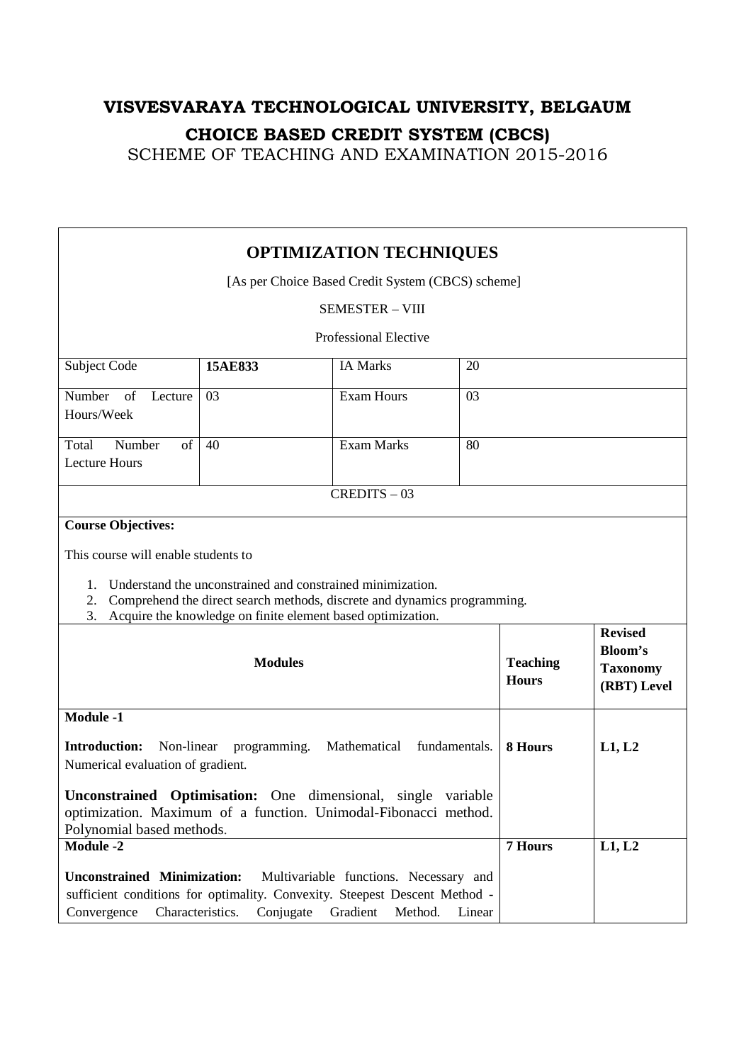# VISVESVARAYA TECHNOLOGICAL UNIVERSITY, BELGAUM

## CHOICE BASED CREDIT SYSTEM (CBCS)

SCHEME OF TEACHING AND EXAMINATION 2015-2016

## OPTIMIZATION TECHNIQUES

[As per Choice Based Credit System (CBCS) scheme]

SEMESTER – VIII

Professional Elective

| Subject Code | **15AE833** | IA Marks | 20 |
|---|---|---|---|
| Number of Lecture Hours/Week | 03 | Exam Hours | 03 |
| Total Number of Lecture Hours | 40 | Exam Marks | 80 |

CREDITS – 03

**Course Objectives:**

This course will enable students to

1. Understand the unconstrained and constrained minimization.
2. Comprehend the direct search methods, discrete and dynamics programming.
3. Acquire the knowledge on finite element based optimization.

| **Modules** | **Teaching Hours** | **Revised Bloom's Taxonomy (RBT) Level** |
|---|---|---|
| **Module -1**<br><br>**Introduction:** Non-linear programming. Mathematical fundamentals. Numerical evaluation of gradient.<br><br>**Unconstrained Optimisation:** One dimensional, single variable optimization. Maximum of a function. Unimodal-Fibonacci method. Polynomial based methods. | **8 Hours** | **L1, L2** |
| **Module -2**<br><br>**Unconstrained Minimization:** Multivariable functions. Necessary and sufficient conditions for optimality. Convexity. Steepest Descent Method - Convergence Characteristics. Conjugate Gradient Method. Linear | **7 Hours** | **L1, L2** |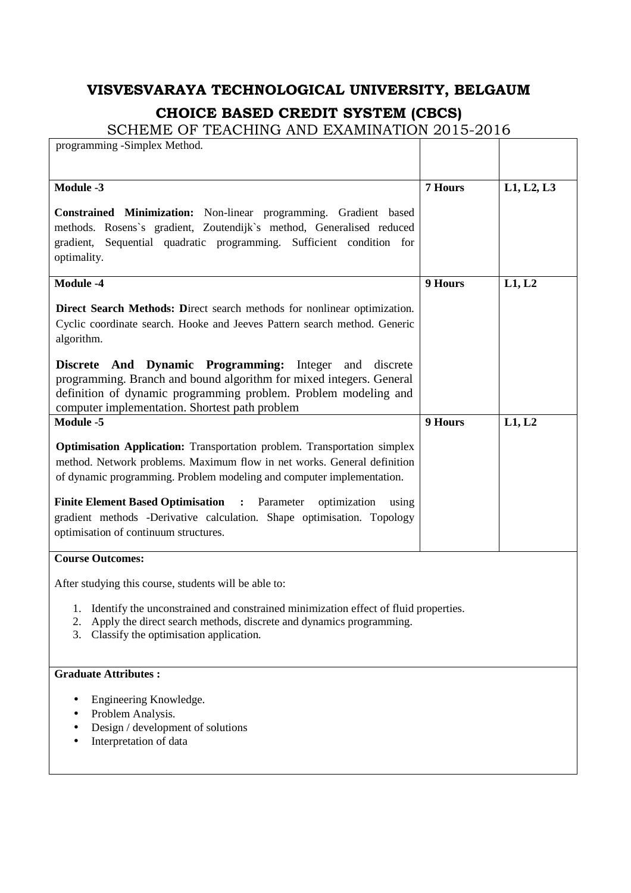| | | |
|---|---|---|
| programming -Simplex Method. | | |
| **Module -3**<br><br>**Constrained Minimization:** Non-linear programming. Gradient based methods. Rosens`s gradient, Zoutendijk`s method, Generalised reduced gradient, Sequential quadratic programming. Sufficient condition for optimality. | **7 Hours** | **L1, L2, L3** |
| **Module -4**<br><br>**Direct Search Methods: D**irect search methods for nonlinear optimization. Cyclic coordinate search. Hooke and Jeeves Pattern search method. Generic algorithm.<br><br>**Discrete And Dynamic Programming:** Integer and discrete programming. Branch and bound algorithm for mixed integers. General definition of dynamic programming problem. Problem modeling and computer implementation. Shortest path problem | **9 Hours** | **L1, L2** |
| **Module -5**<br><br>**Optimisation Application:** Transportation problem. Transportation simplex method. Network problems. Maximum flow in net works. General definition of dynamic programming. Problem modeling and computer implementation.<br><br>**Finite Element Based Optimisation :** Parameter optimization using gradient methods -Derivative calculation. Shape optimisation. Topology optimisation of continuum structures. | **9 Hours** | **L1, L2** |

**Course Outcomes:**

After studying this course, students will be able to:

1. Identify the unconstrained and constrained minimization effect of fluid properties.
2. Apply the direct search methods, discrete and dynamics programming.
3. Classify the optimisation application.

**Graduate Attributes :**

- Engineering Knowledge.
- Problem Analysis.
- Design / development of solutions
- Interpretation of data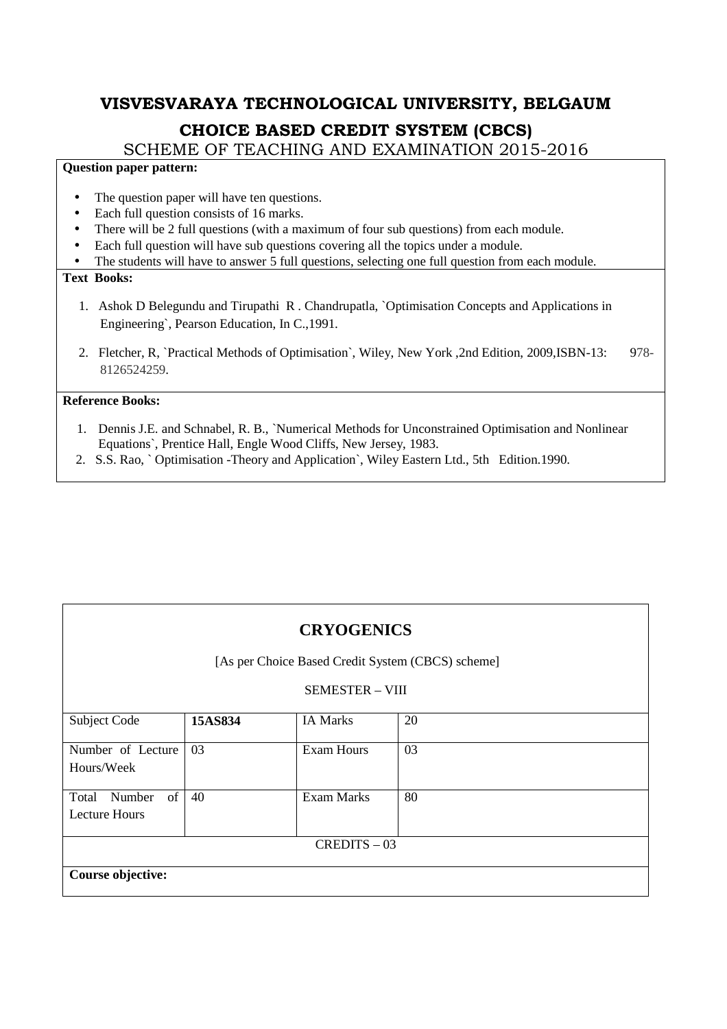**VISVESVARAYA TECHNOLOGICAL UNIVERSITY, BELGAUM**

**CHOICE BASED CREDIT SYSTEM (CBCS)**

SCHEME OF TEACHING AND EXAMINATION 2015-2016

**Question paper pattern:**

- The question paper will have ten questions.
- Each full question consists of 16 marks.
- There will be 2 full questions (with a maximum of four sub questions) from each module.
- Each full question will have sub questions covering all the topics under a module.
- The students will have to answer 5 full questions, selecting one full question from each module.

**Text Books:**

1. Ashok D Belegundu and Tirupathi R . Chandrupatla, `Optimisation Concepts and Applications in Engineering`, Pearson Education, In C.,1991.
2. Fletcher, R, `Practical Methods of Optimisation`, Wiley, New York ,2nd Edition, 2009,ISBN-13: 978-8126524259.

**Reference Books:**

1. Dennis J.E. and Schnabel, R. B., `Numerical Methods for Unconstrained Optimisation and Nonlinear Equations`, Prentice Hall, Engle Wood Cliffs, New Jersey, 1983.
2. S.S. Rao, ` Optimisation -Theory and Application`, Wiley Eastern Ltd., 5th Edition.1990.

## CRYOGENICS

[As per Choice Based Credit System (CBCS) scheme]

SEMESTER – VIII

| Subject Code | **15AS834** | IA Marks | 20 |
|---|---|---|---|
| Number of Lecture Hours/Week | 03 | Exam Hours | 03 |
| Total Number of Lecture Hours | 40 | Exam Marks | 80 |
| CREDITS – 03 | | | |

**Course objective:**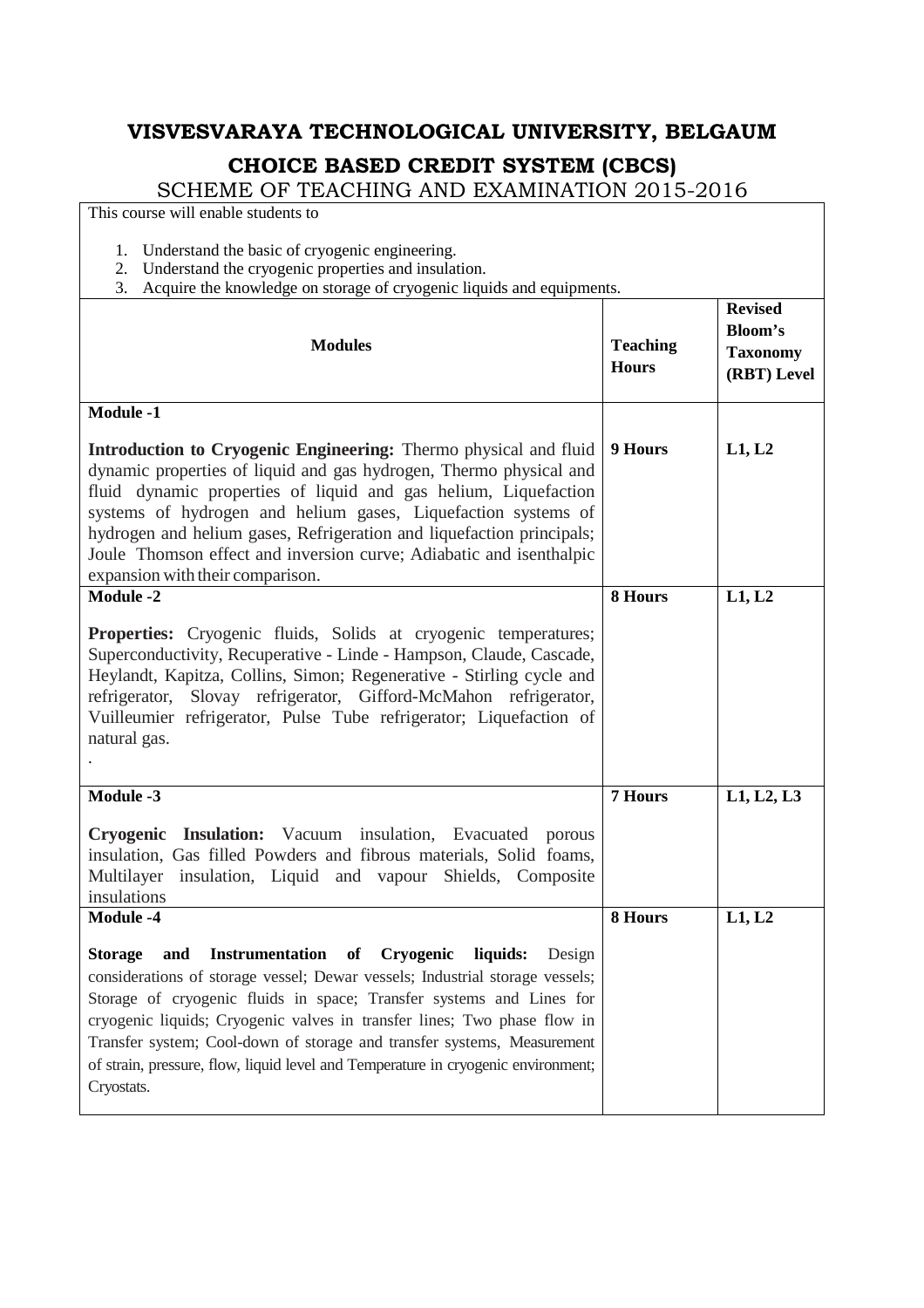# VISVESVARAYA TECHNOLOGICAL UNIVERSITY, BELGAUM

## CHOICE BASED CREDIT SYSTEM (CBCS)

SCHEME OF TEACHING AND EXAMINATION 2015-2016

This course will enable students to

1. Understand the basic of cryogenic engineering.
2. Understand the cryogenic properties and insulation.
3. Acquire the knowledge on storage of cryogenic liquids and equipments.

| Modules | Teaching Hours | Revised Bloom's Taxonomy (RBT) Level |
|---|---|---|
| **Module -1**<br><br>**Introduction to Cryogenic Engineering:** Thermo physical and fluid dynamic properties of liquid and gas hydrogen, Thermo physical and fluid dynamic properties of liquid and gas helium, Liquefaction systems of hydrogen and helium gases, Liquefaction systems of hydrogen and helium gases, Refrigeration and liquefaction principals; Joule Thomson effect and inversion curve; Adiabatic and isenthalpic expansion with their comparison. | 9 Hours | L1, L2 |
| **Module -2**<br><br>**Properties:** Cryogenic fluids, Solids at cryogenic temperatures; Superconductivity, Recuperative - Linde - Hampson, Claude, Cascade, Heylandt, Kapitza, Collins, Simon; Regenerative - Stirling cycle and refrigerator, Slovay refrigerator, Gifford-McMahon refrigerator, Vuilleumier refrigerator, Pulse Tube refrigerator; Liquefaction of natural gas.<br>. | 8 Hours | L1, L2 |
| **Module -3**<br><br>**Cryogenic Insulation:** Vacuum insulation, Evacuated porous insulation, Gas filled Powders and fibrous materials, Solid foams, Multilayer insulation, Liquid and vapour Shields, Composite insulations | 7 Hours | L1, L2, L3 |
| **Module -4**<br><br>**Storage and Instrumentation of Cryogenic liquids:** Design considerations of storage vessel; Dewar vessels; Industrial storage vessels; Storage of cryogenic fluids in space; Transfer systems and Lines for cryogenic liquids; Cryogenic valves in transfer lines; Two phase flow in Transfer system; Cool-down of storage and transfer systems, Measurement of strain, pressure, flow, liquid level and Temperature in cryogenic environment; Cryostats. | 8 Hours | L1, L2 |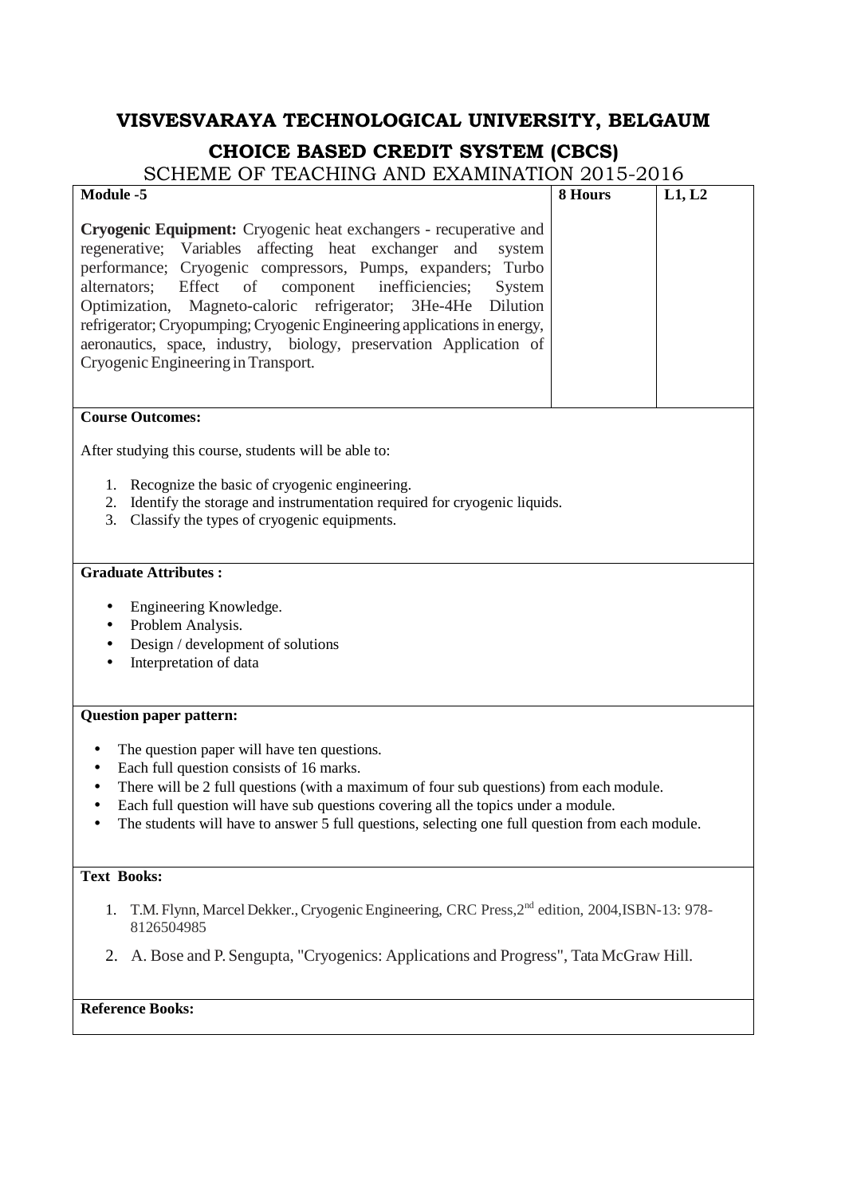# VISVESVARAYA TECHNOLOGICAL UNIVERSITY, BELGAUM

## CHOICE BASED CREDIT SYSTEM (CBCS)

SCHEME OF TEACHING AND EXAMINATION 2015-2016

| Module -5 | 8 Hours | L1, L2 |
|---|---|---|
| **Cryogenic Equipment:** Cryogenic heat exchangers - recuperative and regenerative; Variables affecting heat exchanger and system performance; Cryogenic compressors, Pumps, expanders; Turbo alternators; Effect of component inefficiencies; System Optimization, Magneto-caloric refrigerator; 3He-4He Dilution refrigerator; Cryopumping; Cryogenic Engineering applications in energy, aeronautics, space, industry, biology, preservation Application of Cryogenic Engineering in Transport. | | |

**Course Outcomes:**

After studying this course, students will be able to:

1. Recognize the basic of cryogenic engineering.
2. Identify the storage and instrumentation required for cryogenic liquids.
3. Classify the types of cryogenic equipments.

**Graduate Attributes :**

- Engineering Knowledge.
- Problem Analysis.
- Design / development of solutions
- Interpretation of data

**Question paper pattern:**

- The question paper will have ten questions.
- Each full question consists of 16 marks.
- There will be 2 full questions (with a maximum of four sub questions) from each module.
- Each full question will have sub questions covering all the topics under a module.
- The students will have to answer 5 full questions, selecting one full question from each module.

**Text Books:**

1. T.M. Flynn, Marcel Dekker., Cryogenic Engineering, CRC Press, 2nd edition, 2004, ISBN-13: 978-8126504985
2. A. Bose and P. Sengupta, "Cryogenics: Applications and Progress", Tata McGraw Hill.

**Reference Books:**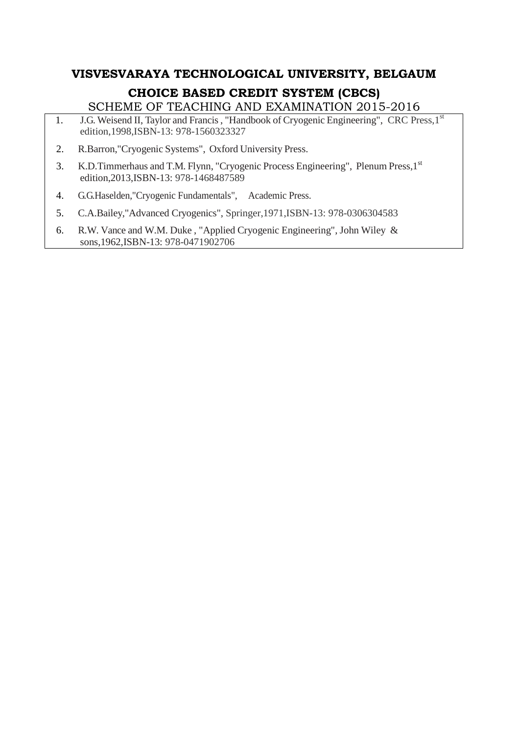**VISVESVARAYA TECHNOLOGICAL UNIVERSITY, BELGAUM**

**CHOICE BASED CREDIT SYSTEM (CBCS)**

SCHEME OF TEACHING AND EXAMINATION 2015-2016

1. J.G. Weisend II, Taylor and Francis , "Handbook of Cryogenic Engineering", CRC Press,1st edition,1998,ISBN-13: 978-1560323327
2. R.Barron,"Cryogenic Systems", Oxford University Press.
3. K.D.Timmerhaus and T.M. Flynn, "Cryogenic Process Engineering", Plenum Press,1st edition,2013,ISBN-13: 978-1468487589
4. G.G.Haselden,"Cryogenic Fundamentals", Academic Press.
5. C.A.Bailey,"Advanced Cryogenics", Springer,1971,ISBN-13: 978-0306304583
6. R.W. Vance and W.M. Duke , "Applied Cryogenic Engineering", John Wiley & sons,1962,ISBN-13: 978-0471902706